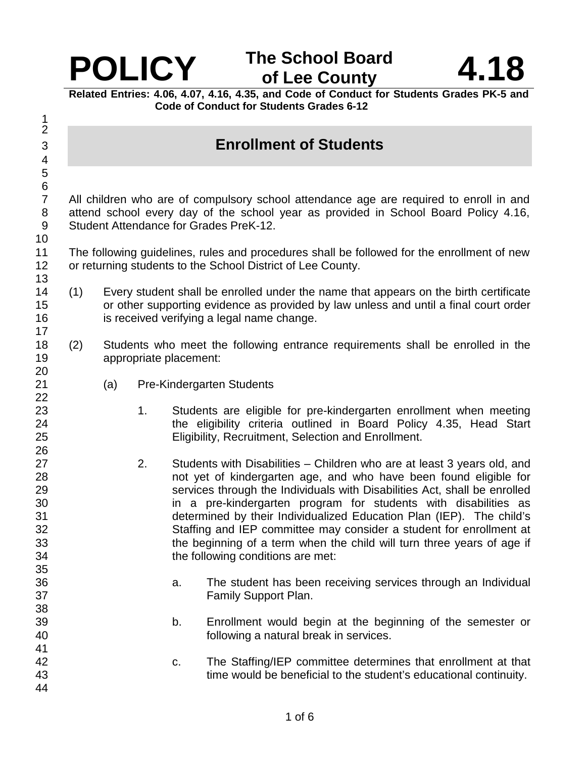# POLICY — The School Board of Lee County — 4.18

**Related Entries: 4.06, 4.07, 4.16, 4.35, and Code of Conduct for Students Grades PK-5 and Code of Conduct for Students Grades 6-12**

## Enrollment of Students

All children who are of compulsory school attendance age are required to enroll in and attend school every day of the school year as provided in School Board Policy 4.16, Student Attendance for Grades PreK-12.

The following guidelines, rules and procedures shall be followed for the enrollment of new or returning students to the School District of Lee County.

(1) Every student shall be enrolled under the name that appears on the birth certificate or other supporting evidence as provided by law unless and until a final court order is received verifying a legal name change.

(2) Students who meet the following entrance requirements shall be enrolled in the appropriate placement:

(a) Pre-Kindergarten Students

1. Students are eligible for pre-kindergarten enrollment when meeting the eligibility criteria outlined in Board Policy 4.35, Head Start Eligibility, Recruitment, Selection and Enrollment.

2. Students with Disabilities – Children who are at least 3 years old, and not yet of kindergarten age, and who have been found eligible for services through the Individuals with Disabilities Act, shall be enrolled in a pre-kindergarten program for students with disabilities as determined by their Individualized Education Plan (IEP). The child's Staffing and IEP committee may consider a student for enrollment at the beginning of a term when the child will turn three years of age if the following conditions are met:

a. The student has been receiving services through an Individual Family Support Plan.

b. Enrollment would begin at the beginning of the semester or following a natural break in services.

c. The Staffing/IEP committee determines that enrollment at that time would be beneficial to the student's educational continuity.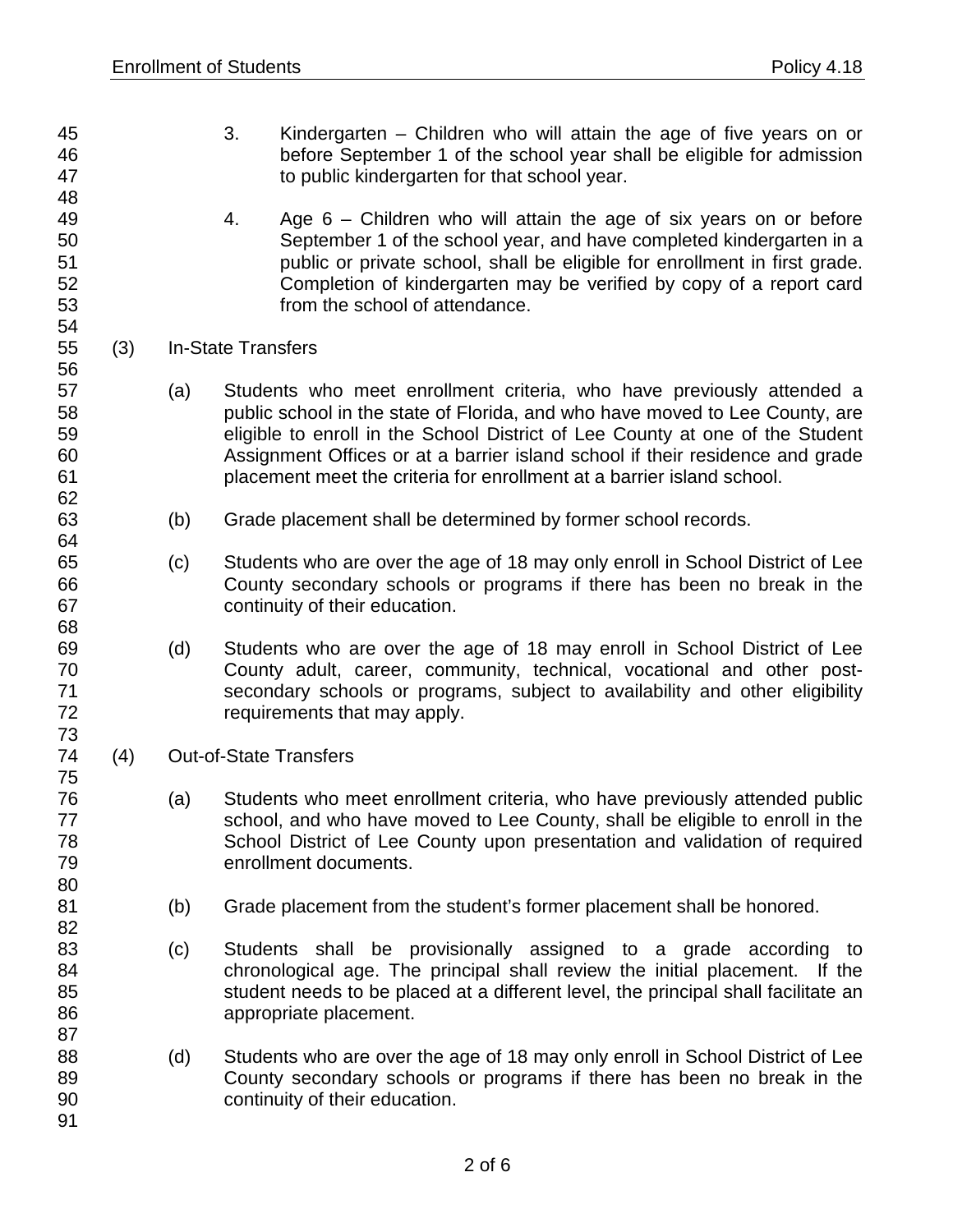3. Kindergarten – Children who will attain the age of five years on or before September 1 of the school year shall be eligible for admission to public kindergarten for that school year.

4. Age 6 – Children who will attain the age of six years on or before September 1 of the school year, and have completed kindergarten in a public or private school, shall be eligible for enrollment in first grade. Completion of kindergarten may be verified by copy of a report card from the school of attendance.

(3) In-State Transfers

(a) Students who meet enrollment criteria, who have previously attended a public school in the state of Florida, and who have moved to Lee County, are eligible to enroll in the School District of Lee County at one of the Student Assignment Offices or at a barrier island school if their residence and grade placement meet the criteria for enrollment at a barrier island school.

(b) Grade placement shall be determined by former school records.

(c) Students who are over the age of 18 may only enroll in School District of Lee County secondary schools or programs if there has been no break in the continuity of their education.

(d) Students who are over the age of 18 may enroll in School District of Lee County adult, career, community, technical, vocational and other post-secondary schools or programs, subject to availability and other eligibility requirements that may apply.

(4) Out-of-State Transfers

(a) Students who meet enrollment criteria, who have previously attended public school, and who have moved to Lee County, shall be eligible to enroll in the School District of Lee County upon presentation and validation of required enrollment documents.

(b) Grade placement from the student's former placement shall be honored.

(c) Students shall be provisionally assigned to a grade according to chronological age. The principal shall review the initial placement. If the student needs to be placed at a different level, the principal shall facilitate an appropriate placement.

(d) Students who are over the age of 18 may only enroll in School District of Lee County secondary schools or programs if there has been no break in the continuity of their education.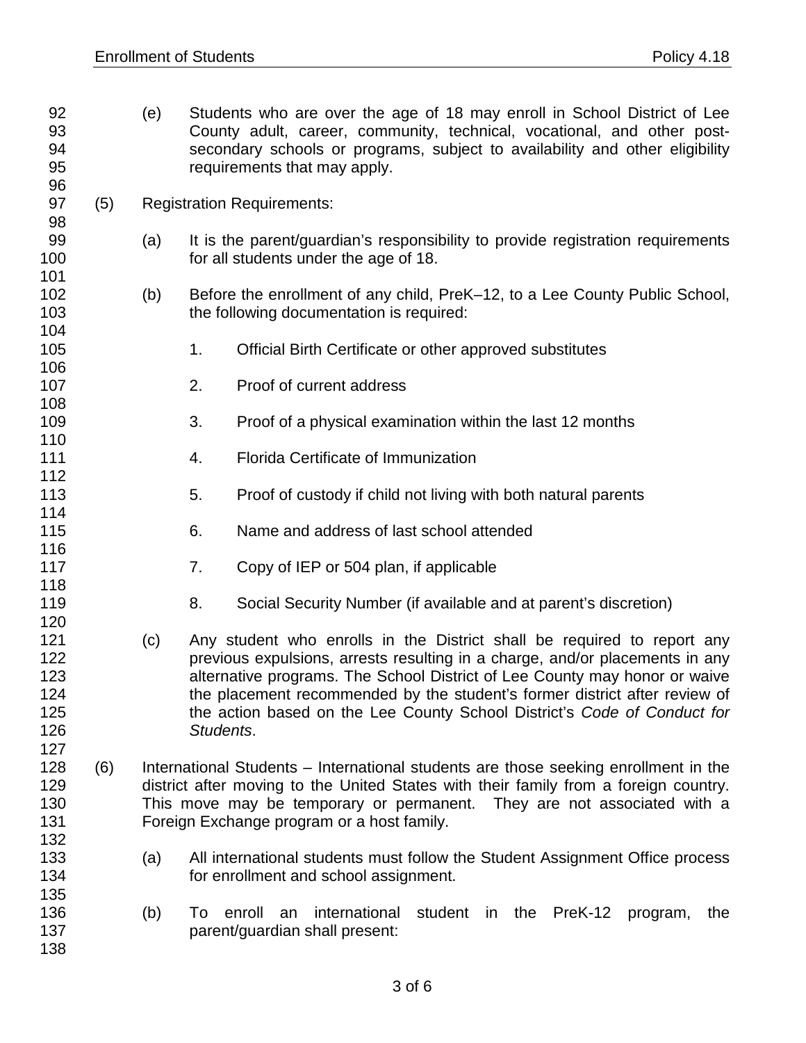(e) Students who are over the age of 18 may enroll in School District of Lee County adult, career, community, technical, vocational, and other post-secondary schools or programs, subject to availability and other eligibility requirements that may apply.

(5) Registration Requirements:

(a) It is the parent/guardian's responsibility to provide registration requirements for all students under the age of 18.

(b) Before the enrollment of any child, PreK–12, to a Lee County Public School, the following documentation is required:

1. Official Birth Certificate or other approved substitutes

2. Proof of current address

3. Proof of a physical examination within the last 12 months

4. Florida Certificate of Immunization

5. Proof of custody if child not living with both natural parents

6. Name and address of last school attended

7. Copy of IEP or 504 plan, if applicable

8. Social Security Number (if available and at parent's discretion)

(c) Any student who enrolls in the District shall be required to report any previous expulsions, arrests resulting in a charge, and/or placements in any alternative programs. The School District of Lee County may honor or waive the placement recommended by the student's former district after review of the action based on the Lee County School District's *Code of Conduct for Students*.

(6) International Students – International students are those seeking enrollment in the district after moving to the United States with their family from a foreign country. This move may be temporary or permanent. They are not associated with a Foreign Exchange program or a host family.

(a) All international students must follow the Student Assignment Office process for enrollment and school assignment.

(b) To enroll an international student in the PreK-12 program, the parent/guardian shall present: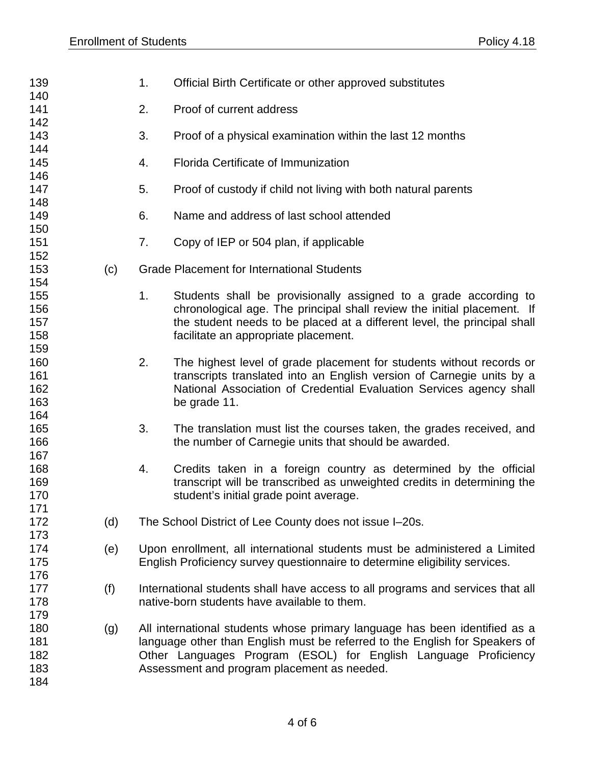1. Official Birth Certificate or other approved substitutes

2. Proof of current address

3. Proof of a physical examination within the last 12 months

4. Florida Certificate of Immunization

5. Proof of custody if child not living with both natural parents

6. Name and address of last school attended

7. Copy of IEP or 504 plan, if applicable

(c) Grade Placement for International Students

1. Students shall be provisionally assigned to a grade according to chronological age. The principal shall review the initial placement. If the student needs to be placed at a different level, the principal shall facilitate an appropriate placement.

2. The highest level of grade placement for students without records or transcripts translated into an English version of Carnegie units by a National Association of Credential Evaluation Services agency shall be grade 11.

3. The translation must list the courses taken, the grades received, and the number of Carnegie units that should be awarded.

4. Credits taken in a foreign country as determined by the official transcript will be transcribed as unweighted credits in determining the student's initial grade point average.

(d) The School District of Lee County does not issue I–20s.

(e) Upon enrollment, all international students must be administered a Limited English Proficiency survey questionnaire to determine eligibility services.

(f) International students shall have access to all programs and services that all native-born students have available to them.

(g) All international students whose primary language has been identified as a language other than English must be referred to the English for Speakers of Other Languages Program (ESOL) for English Language Proficiency Assessment and program placement as needed.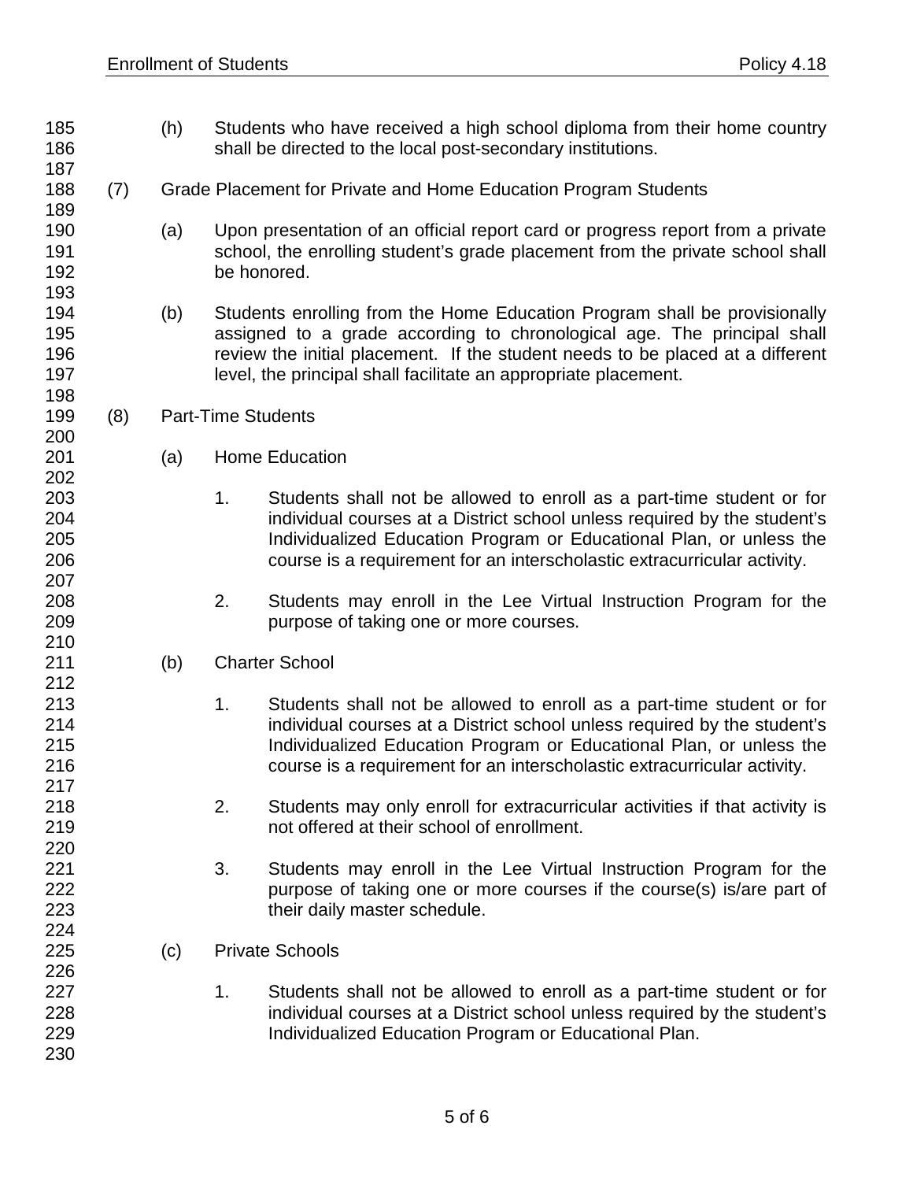(h) Students who have received a high school diploma from their home country shall be directed to the local post-secondary institutions.

(7) Grade Placement for Private and Home Education Program Students

(a) Upon presentation of an official report card or progress report from a private school, the enrolling student's grade placement from the private school shall be honored.

(b) Students enrolling from the Home Education Program shall be provisionally assigned to a grade according to chronological age. The principal shall review the initial placement. If the student needs to be placed at a different level, the principal shall facilitate an appropriate placement.

(8) Part-Time Students

(a) Home Education

1. Students shall not be allowed to enroll as a part-time student or for individual courses at a District school unless required by the student's Individualized Education Program or Educational Plan, or unless the course is a requirement for an interscholastic extracurricular activity.

2. Students may enroll in the Lee Virtual Instruction Program for the purpose of taking one or more courses.

(b) Charter School

1. Students shall not be allowed to enroll as a part-time student or for individual courses at a District school unless required by the student's Individualized Education Program or Educational Plan, or unless the course is a requirement for an interscholastic extracurricular activity.

2. Students may only enroll for extracurricular activities if that activity is not offered at their school of enrollment.

3. Students may enroll in the Lee Virtual Instruction Program for the purpose of taking one or more courses if the course(s) is/are part of their daily master schedule.

(c) Private Schools

1. Students shall not be allowed to enroll as a part-time student or for individual courses at a District school unless required by the student's Individualized Education Program or Educational Plan.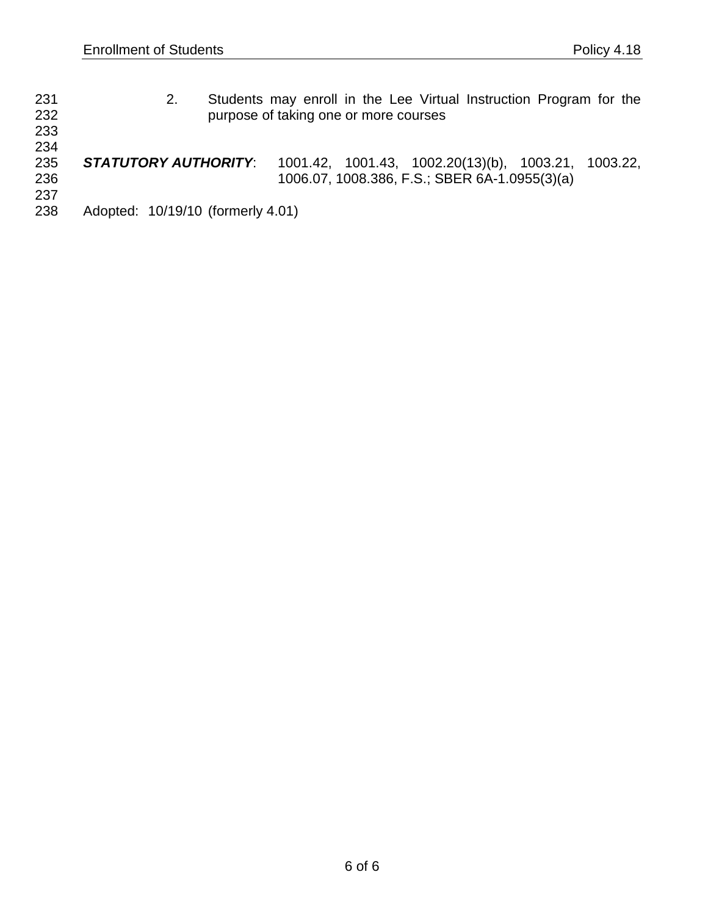2. Students may enroll in the Lee Virtual Instruction Program for the purpose of taking one or more courses

***STATUTORY AUTHORITY***: 1001.42, 1001.43, 1002.20(13)(b), 1003.21, 1003.22, 1006.07, 1008.386, F.S.; SBER 6A-1.0955(3)(a)

Adopted: 10/19/10 (formerly 4.01)